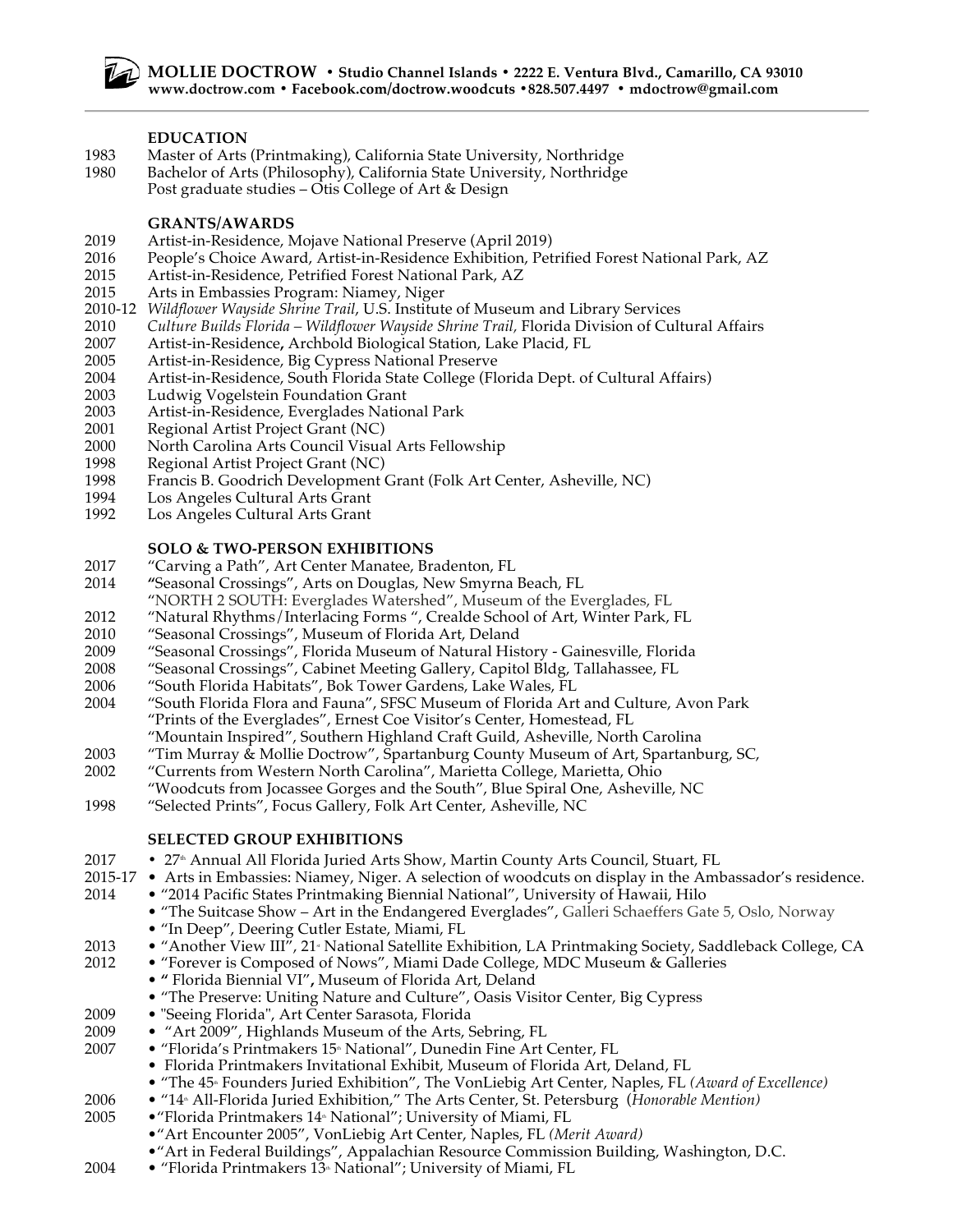**MOLLIE DOCTROW** • **Studio Channel Islands • 2222 E. Ventura Blvd., Camarillo, CA 93010**
**www.doctrow.com • Facebook.com/doctrow.woodcuts •828.507.4497 • mdoctrow@gmail.com**

## EDUCATION

1983 Master of Arts (Printmaking), California State University, Northridge
1980 Bachelor of Arts (Philosophy), California State University, Northridge
Post graduate studies – Otis College of Art & Design

## GRANTS/AWARDS

2019 Artist-in-Residence, Mojave National Preserve (April 2019)
2016 People's Choice Award, Artist-in-Residence Exhibition, Petrified Forest National Park, AZ
2015 Artist-in-Residence, Petrified Forest National Park, AZ
2015 Arts in Embassies Program: Niamey, Niger
2010-12 *Wildflower Wayside Shrine Trail*, U.S. Institute of Museum and Library Services
2010 *Culture Builds Florida – Wildflower Wayside Shrine Trail,* Florida Division of Cultural Affairs
2007 Artist-in-Residence**,** Archbold Biological Station, Lake Placid, FL
2005 Artist-in-Residence, Big Cypress National Preserve
2004 Artist-in-Residence, South Florida State College (Florida Dept. of Cultural Affairs)
2003 Ludwig Vogelstein Foundation Grant
2003 Artist-in-Residence, Everglades National Park
2001 Regional Artist Project Grant (NC)
2000 North Carolina Arts Council Visual Arts Fellowship
1998 Regional Artist Project Grant (NC)
1998 Francis B. Goodrich Development Grant (Folk Art Center, Asheville, NC)
1994 Los Angeles Cultural Arts Grant
1992 Los Angeles Cultural Arts Grant

## SOLO & TWO-PERSON EXHIBITIONS

2017 "Carving a Path", Art Center Manatee, Bradenton, FL
2014 "Seasonal Crossings", Arts on Douglas, New Smyrna Beach, FL
"NORTH 2 SOUTH: Everglades Watershed", Museum of the Everglades, FL
2012 "Natural Rhythms/Interlacing Forms ", Crealde School of Art, Winter Park, FL
2010 "Seasonal Crossings", Museum of Florida Art, Deland
2009 "Seasonal Crossings", Florida Museum of Natural History - Gainesville, Florida
2008 "Seasonal Crossings", Cabinet Meeting Gallery, Capitol Bldg, Tallahassee, FL
2006 "South Florida Habitats", Bok Tower Gardens, Lake Wales, FL
2004 "South Florida Flora and Fauna", SFSC Museum of Florida Art and Culture, Avon Park
"Prints of the Everglades", Ernest Coe Visitor's Center, Homestead, FL
"Mountain Inspired", Southern Highland Craft Guild, Asheville, North Carolina
2003 "Tim Murray & Mollie Doctrow", Spartanburg County Museum of Art, Spartanburg, SC,
2002 "Currents from Western North Carolina", Marietta College, Marietta, Ohio
"Woodcuts from Jocassee Gorges and the South", Blue Spiral One, Asheville, NC
1998 "Selected Prints", Focus Gallery, Folk Art Center, Asheville, NC

## SELECTED GROUP EXHIBITIONS

2017 • 27th Annual All Florida Juried Arts Show, Martin County Arts Council, Stuart, FL
2015-17 • Arts in Embassies: Niamey, Niger. A selection of woodcuts on display in the Ambassador's residence.
2014 • "2014 Pacific States Printmaking Biennial National", University of Hawaii, Hilo
• "The Suitcase Show – Art in the Endangered Everglades", Galleri Schaeffers Gate 5, Oslo, Norway
• "In Deep", Deering Cutler Estate, Miami, FL
2013 • "Another View III", 21st National Satellite Exhibition, LA Printmaking Society, Saddleback College, CA
2012 • "Forever is Composed of Nows", Miami Dade College, MDC Museum & Galleries
• **"** Florida Biennial VI"**,** Museum of Florida Art, Deland
• "The Preserve: Uniting Nature and Culture", Oasis Visitor Center, Big Cypress
2009 • "Seeing Florida", Art Center Sarasota, Florida
2009 • "Art 2009", Highlands Museum of the Arts, Sebring, FL
2007 • "Florida's Printmakers 15th National", Dunedin Fine Art Center, FL
• Florida Printmakers Invitational Exhibit, Museum of Florida Art, Deland, FL
• "The 45th Founders Juried Exhibition", The VonLiebig Art Center, Naples, FL *(Award of Excellence)*
2006 • "14th All-Florida Juried Exhibition," The Arts Center, St. Petersburg (*Honorable Mention)*
2005 •"Florida Printmakers 14th National"; University of Miami, FL
•"Art Encounter 2005", VonLiebig Art Center, Naples, FL *(Merit Award)*
•"Art in Federal Buildings", Appalachian Resource Commission Building, Washington, D.C.
2004 • "Florida Printmakers 13th National"; University of Miami, FL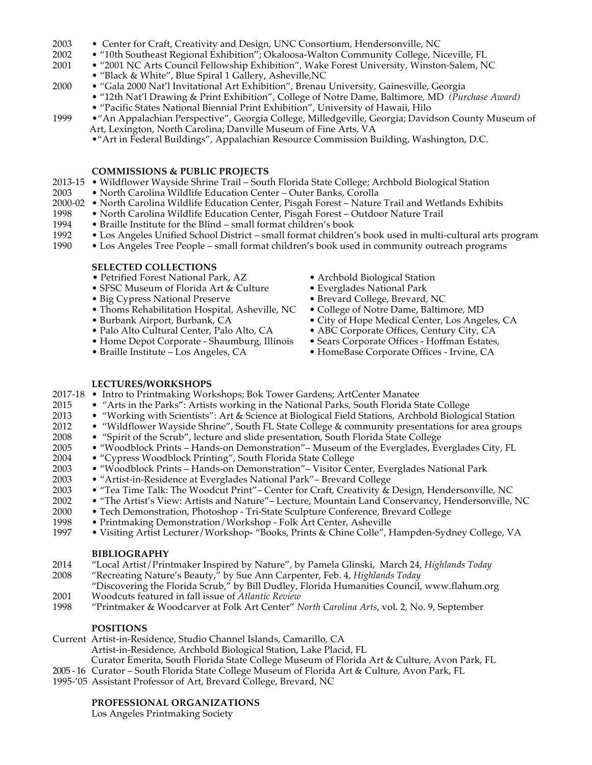2003 • Center for Craft, Creativity and Design, UNC Consortium, Hendersonville, NC
2002 • "10th Southeast Regional Exhibition"; Okaloosa-Walton Community College, Niceville, FL
2001 • "2001 NC Arts Council Fellowship Exhibition", Wake Forest University, Winston-Salem, NC
• "Black & White", Blue Spiral 1 Gallery, Asheville,NC
2000 • "Gala 2000 Nat'l Invitational Art Exhibition", Brenau University, Gainesville, Georgia
• "12th Nat'l Drawing & Print Exhibition", College of Notre Dame, Baltimore, MD *(Purchase Award)*
• "Pacific States National Biennial Print Exhibition", University of Hawaii, Hilo
1999 •"An Appalachian Perspective", Georgia College, Milledgeville, Georgia; Davidson County Museum of Art, Lexington, North Carolina; Danville Museum of Fine Arts, VA
•"Art in Federal Buildings", Appalachian Resource Commission Building, Washington, D.C.

## COMMISSIONS & PUBLIC PROJECTS

2013-15 • Wildflower Wayside Shrine Trail – South Florida State College; Archbold Biological Station
2003 • North Carolina Wildlife Education Center – Outer Banks, Corolla
2000-02 • North Carolina Wildlife Education Center, Pisgah Forest – Nature Trail and Wetlands Exhibits
1998 • North Carolina Wildlife Education Center, Pisgah Forest – Outdoor Nature Trail
1994 • Braille Institute for the Blind – small format children's book
1992 • Los Angeles Unified School District – small format children's book used in multi-cultural arts program
1990 • Los Angeles Tree People – small format children's book used in community outreach programs

## SELECTED COLLECTIONS

- Petrified Forest National Park, AZ
- SFSC Museum of Florida Art & Culture
- Big Cypress National Preserve
- Thoms Rehabilitation Hospital, Asheville, NC
- Burbank Airport, Burbank, CA
- Palo Alto Cultural Center, Palo Alto, CA
- Home Depot Corporate - Shaumburg, Illinois
- Braille Institute – Los Angeles, CA
- Archbold Biological Station
- Everglades National Park
- Brevard College, Brevard, NC
- College of Notre Dame, Baltimore, MD
- City of Hope Medical Center, Los Angeles, CA
- ABC Corporate Offices, Century City, CA
- Sears Corporate Offices - Hoffman Estates,
- HomeBase Corporate Offices - Irvine, CA

## LECTURES/WORKSHOPS

2017-18 • Intro to Printmaking Workshops; Bok Tower Gardens; ArtCenter Manatee
2015 • "Arts in the Parks": Artists working in the National Parks, South Florida State College
2013 • "Working with Scientists": Art & Science at Biological Field Stations, Archbold Biological Station
2012 • "Wildflower Wayside Shrine", South FL State College & community presentations for area groups
2008 • "Spirit of the Scrub", lecture and slide presentation, South Florida State College
2005 • "Woodblock Prints – Hands-on Demonstration"– Museum of the Everglades, Everglades City, FL
2004 • "Cypress Woodblock Printing", South Florida State College
2003 • "Woodblock Prints – Hands-on Demonstration"– Visitor Center, Everglades National Park
2003 • "Artist-in-Residence at Everglades National Park"– Brevard College
2003 • "Tea Time Talk: The Woodcut Print"– Center for Craft, Creativity & Design, Hendersonville, NC
2002 • "The Artist's View: Artists and Nature"– Lecture, Mountain Land Conservancy, Hendersonville, NC
2000 • Tech Demonstration, Photoshop - Tri-State Sculpture Conference, Brevard College
1998 • Printmaking Demonstration/Workshop - Folk Art Center, Asheville
1997 • Visiting Artist Lecturer/Workshop- "Books, Prints & Chine Colle", Hampden-Sydney College, VA

## BIBLIOGRAPHY

2014 "Local Artist/Printmaker Inspired by Nature", by Pamela Glinski, March 24, *Highlands Today*
2008 "Recreating Nature's Beauty," by Sue Ann Carpenter, Feb. 4, *Highlands Today*
"Discovering the Florida Scrub," by Bill Dudley, Florida Humanities Council, www.flahum.org
2001 Woodcuts featured in fall issue of *Atlantic Review*
1998 "Printmaker & Woodcarver at Folk Art Center" *North Carolina Arts*, vol. 2, No. 9, September

## POSITIONS

Current Artist-in-Residence, Studio Channel Islands, Camarillo, CA
Artist-in-Residence, Archbold Biological Station, Lake Placid, FL
Curator Emerita, South Florida State College Museum of Florida Art & Culture, Avon Park, FL
2005 - 16 Curator – South Florida State College Museum of Florida Art & Culture, Avon Park, FL
1995-'05 Assistant Professor of Art, Brevard College, Brevard, NC

## PROFESSIONAL ORGANIZATIONS

Los Angeles Printmaking Society